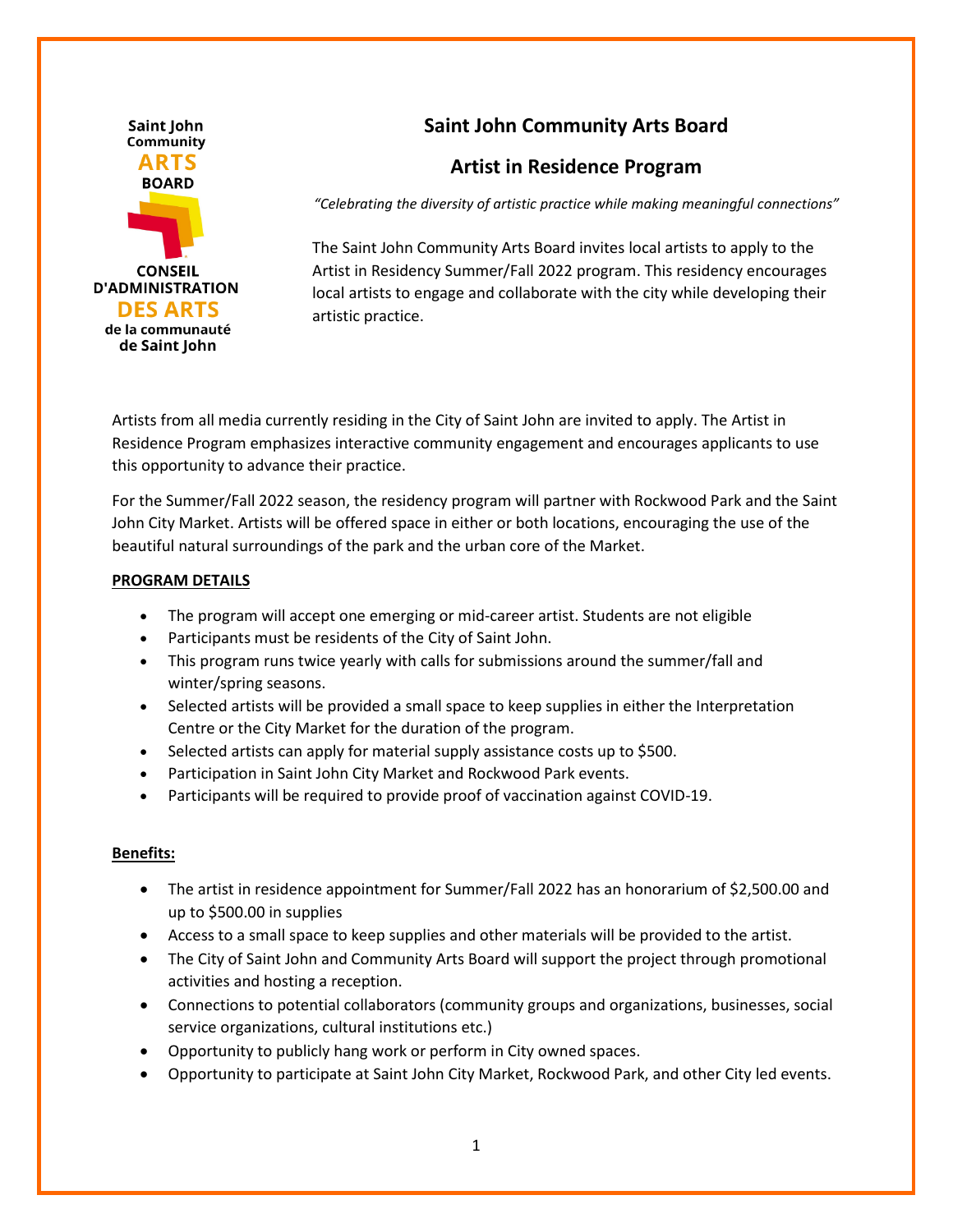Saint John Community **ARTS** BOARD

CONSEIL D'ADMINISTRATION **DES ARTS** de la communauté de Saint John

# Saint John Community Arts Board

## Artist in Residence Program

*"Celebrating the diversity of artistic practice while making meaningful connections"*

The Saint John Community Arts Board invites local artists to apply to the Artist in Residency Summer/Fall 2022 program. This residency encourages local artists to engage and collaborate with the city while developing their artistic practice.

Artists from all media currently residing in the City of Saint John are invited to apply. The Artist in Residence Program emphasizes interactive community engagement and encourages applicants to use this opportunity to advance their practice.

For the Summer/Fall 2022 season, the residency program will partner with Rockwood Park and the Saint John City Market. Artists will be offered space in either or both locations, encouraging the use of the beautiful natural surroundings of the park and the urban core of the Market.

**PROGRAM DETAILS**

- The program will accept one emerging or mid-career artist. Students are not eligible
- Participants must be residents of the City of Saint John.
- This program runs twice yearly with calls for submissions around the summer/fall and winter/spring seasons.
- Selected artists will be provided a small space to keep supplies in either the Interpretation Centre or the City Market for the duration of the program.
- Selected artists can apply for material supply assistance costs up to $500.
- Participation in Saint John City Market and Rockwood Park events.
- Participants will be required to provide proof of vaccination against COVID-19.

**Benefits:**

- The artist in residence appointment for Summer/Fall 2022 has an honorarium of $2,500.00 and up to $500.00 in supplies
- Access to a small space to keep supplies and other materials will be provided to the artist.
- The City of Saint John and Community Arts Board will support the project through promotional activities and hosting a reception.
- Connections to potential collaborators (community groups and organizations, businesses, social service organizations, cultural institutions etc.)
- Opportunity to publicly hang work or perform in City owned spaces.
- Opportunity to participate at Saint John City Market, Rockwood Park, and other City led events.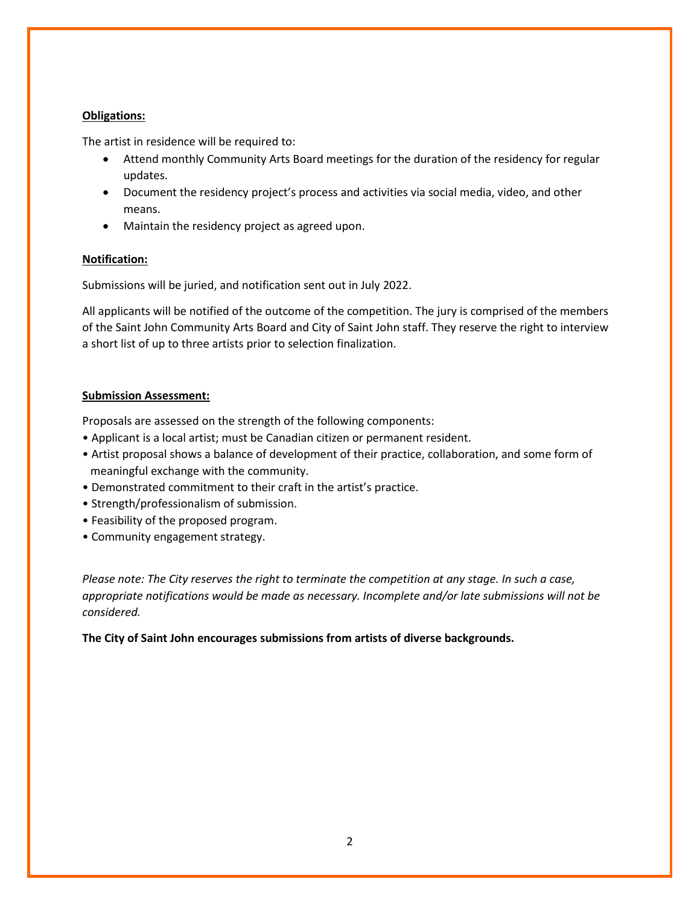**Obligations:**

The artist in residence will be required to:

- Attend monthly Community Arts Board meetings for the duration of the residency for regular updates.
- Document the residency project's process and activities via social media, video, and other means.
- Maintain the residency project as agreed upon.

**Notification:**

Submissions will be juried, and notification sent out in July 2022.

All applicants will be notified of the outcome of the competition. The jury is comprised of the members of the Saint John Community Arts Board and City of Saint John staff. They reserve the right to interview a short list of up to three artists prior to selection finalization.

**Submission Assessment:**

Proposals are assessed on the strength of the following components:

- Applicant is a local artist; must be Canadian citizen or permanent resident.
- Artist proposal shows a balance of development of their practice, collaboration, and some form of meaningful exchange with the community.
- Demonstrated commitment to their craft in the artist's practice.
- Strength/professionalism of submission.
- Feasibility of the proposed program.
- Community engagement strategy.

*Please note: The City reserves the right to terminate the competition at any stage. In such a case, appropriate notifications would be made as necessary. Incomplete and/or late submissions will not be considered.*

**The City of Saint John encourages submissions from artists of diverse backgrounds.**